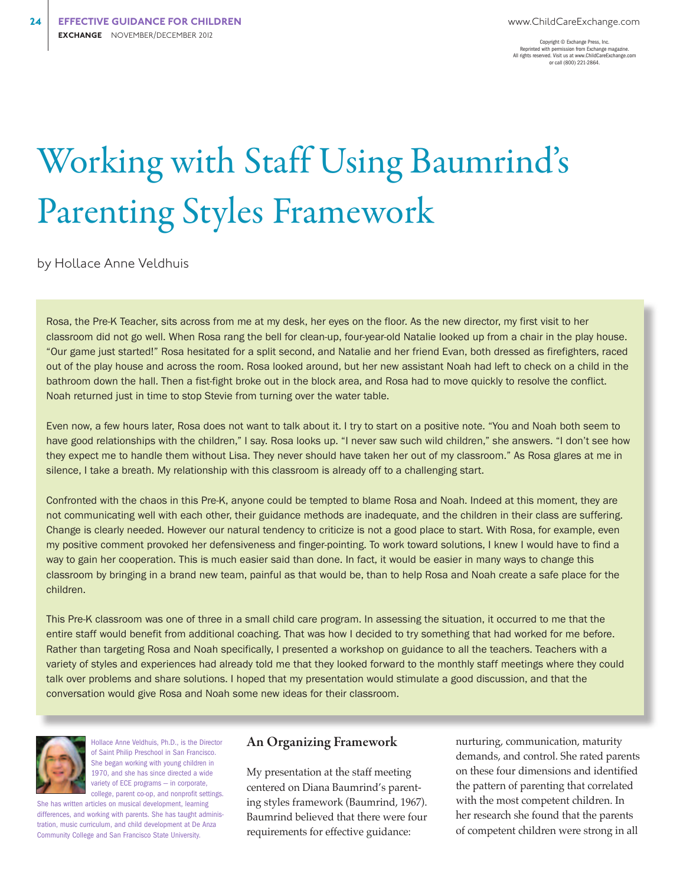# Working with Staff Using Baumrind's Parenting Styles Framework

by Hollace Anne Veldhuis

Copyright © Exchange Press, Inc.
Reprinted with permission from Exchange magazine.
All rights reserved. Visit us at www.ChildCareExchange.com or call (800) 221-2864.

Rosa, the Pre-K Teacher, sits across from me at my desk, her eyes on the floor. As the new director, my first visit to her classroom did not go well. When Rosa rang the bell for clean-up, four-year-old Natalie looked up from a chair in the play house. "Our game just started!" Rosa hesitated for a split second, and Natalie and her friend Evan, both dressed as firefighters, raced out of the play house and across the room. Rosa looked around, but her new assistant Noah had left to check on a child in the bathroom down the hall. Then a fist-fight broke out in the block area, and Rosa had to move quickly to resolve the conflict. Noah returned just in time to stop Stevie from turning over the water table.

Even now, a few hours later, Rosa does not want to talk about it. I try to start on a positive note. "You and Noah both seem to have good relationships with the children," I say. Rosa looks up. "I never saw such wild children," she answers. "I don't see how they expect me to handle them without Lisa. They never should have taken her out of my classroom." As Rosa glares at me in silence, I take a breath. My relationship with this classroom is already off to a challenging start.

Confronted with the chaos in this Pre-K, anyone could be tempted to blame Rosa and Noah. Indeed at this moment, they are not communicating well with each other, their guidance methods are inadequate, and the children in their class are suffering. Change is clearly needed. However our natural tendency to criticize is not a good place to start. With Rosa, for example, even my positive comment provoked her defensiveness and finger-pointing. To work toward solutions, I knew I would have to find a way to gain her cooperation. This is much easier said than done. In fact, it would be easier in many ways to change this classroom by bringing in a brand new team, painful as that would be, than to help Rosa and Noah create a safe place for the children.

This Pre-K classroom was one of three in a small child care program. In assessing the situation, it occurred to me that the entire staff would benefit from additional coaching. That was how I decided to try something that had worked for me before. Rather than targeting Rosa and Noah specifically, I presented a workshop on guidance to all the teachers. Teachers with a variety of styles and experiences had already told me that they looked forward to the monthly staff meetings where they could talk over problems and share solutions. I hoped that my presentation would stimulate a good discussion, and that the conversation would give Rosa and Noah some new ideas for their classroom.

Hollace Anne Veldhuis, Ph.D., is the Director of Saint Philip Preschool in San Francisco. She began working with young children in 1970, and she has since directed a wide variety of ECE programs — in corporate, college, parent co-op, and nonprofit settings. She has written articles on musical development, learning differences, and working with parents. She has taught administration, music curriculum, and child development at De Anza Community College and San Francisco State University.

## An Organizing Framework

My presentation at the staff meeting centered on Diana Baumrind's parenting styles framework (Baumrind, 1967). Baumrind believed that there were four requirements for effective guidance: nurturing, communication, maturity demands, and control. She rated parents on these four dimensions and identified the pattern of parenting that correlated with the most competent children. In her research she found that the parents of competent children were strong in all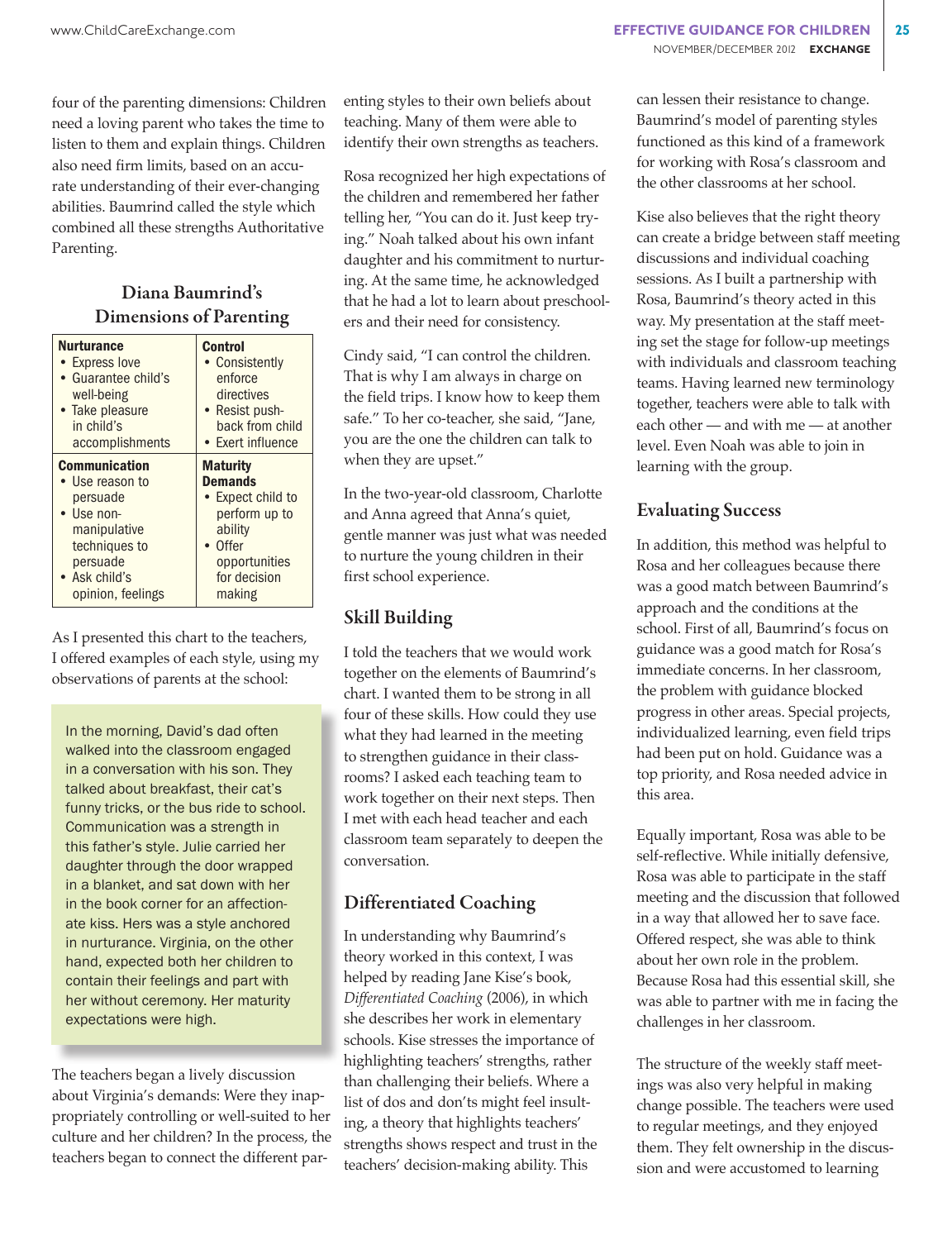four of the parenting dimensions: Children need a loving parent who takes the time to listen to them and explain things. Children also need firm limits, based on an accurate understanding of their ever-changing abilities. Baumrind called the style which combined all these strengths Authoritative Parenting.

### Diana Baumrind's Dimensions of Parenting

| **Nurturance** | **Control** |
|---|---|
| • Express love<br>• Guarantee child's well-being<br>• Take pleasure in child's accomplishments | • Consistently enforce directives<br>• Resist push-back from child<br>• Exert influence |
| **Communication**<br>• Use reason to persuade<br>• Use non-manipulative techniques to persuade<br>• Ask child's opinion, feelings | **Maturity Demands**<br>• Expect child to perform up to ability<br>• Offer opportunities for decision making |

As I presented this chart to the teachers, I offered examples of each style, using my observations of parents at the school:

> In the morning, David's dad often walked into the classroom engaged in a conversation with his son. They talked about breakfast, their cat's funny tricks, or the bus ride to school. Communication was a strength in this father's style. Julie carried her daughter through the door wrapped in a blanket, and sat down with her in the book corner for an affectionate kiss. Hers was a style anchored in nurturance. Virginia, on the other hand, expected both her children to contain their feelings and part with her without ceremony. Her maturity expectations were high.

The teachers began a lively discussion about Virginia's demands: Were they inappropriately controlling or well-suited to her culture and her children? In the process, the teachers began to connect the different parenting styles to their own beliefs about teaching. Many of them were able to identify their own strengths as teachers.

Rosa recognized her high expectations of the children and remembered her father telling her, "You can do it. Just keep trying." Noah talked about his own infant daughter and his commitment to nurturing. At the same time, he acknowledged that he had a lot to learn about preschoolers and their need for consistency.

Cindy said, "I can control the children. That is why I am always in charge on the field trips. I know how to keep them safe." To her co-teacher, she said, "Jane, you are the one the children can talk to when they are upset."

In the two-year-old classroom, Charlotte and Anna agreed that Anna's quiet, gentle manner was just what was needed to nurture the young children in their first school experience.

## Skill Building

I told the teachers that we would work together on the elements of Baumrind's chart. I wanted them to be strong in all four of these skills. How could they use what they had learned in the meeting to strengthen guidance in their classrooms? I asked each teaching team to work together on their next steps. Then I met with each head teacher and each classroom team separately to deepen the conversation.

## Differentiated Coaching

In understanding why Baumrind's theory worked in this context, I was helped by reading Jane Kise's book, *Differentiated Coaching* (2006), in which she describes her work in elementary schools. Kise stresses the importance of highlighting teachers' strengths, rather than challenging their beliefs. Where a list of dos and don'ts might feel insulting, a theory that highlights teachers' strengths shows respect and trust in the teachers' decision-making ability. This can lessen their resistance to change. Baumrind's model of parenting styles functioned as this kind of a framework for working with Rosa's classroom and the other classrooms at her school.

Kise also believes that the right theory can create a bridge between staff meeting discussions and individual coaching sessions. As I built a partnership with Rosa, Baumrind's theory acted in this way. My presentation at the staff meeting set the stage for follow-up meetings with individuals and classroom teaching teams. Having learned new terminology together, teachers were able to talk with each other — and with me — at another level. Even Noah was able to join in learning with the group.

## Evaluating Success

In addition, this method was helpful to Rosa and her colleagues because there was a good match between Baumrind's approach and the conditions at the school. First of all, Baumrind's focus on guidance was a good match for Rosa's immediate concerns. In her classroom, the problem with guidance blocked progress in other areas. Special projects, individualized learning, even field trips had been put on hold. Guidance was a top priority, and Rosa needed advice in this area.

Equally important, Rosa was able to be self-reflective. While initially defensive, Rosa was able to participate in the staff meeting and the discussion that followed in a way that allowed her to save face. Offered respect, she was able to think about her own role in the problem. Because Rosa had this essential skill, she was able to partner with me in facing the challenges in her classroom.

The structure of the weekly staff meetings was also very helpful in making change possible. The teachers were used to regular meetings, and they enjoyed them. They felt ownership in the discussion and were accustomed to learning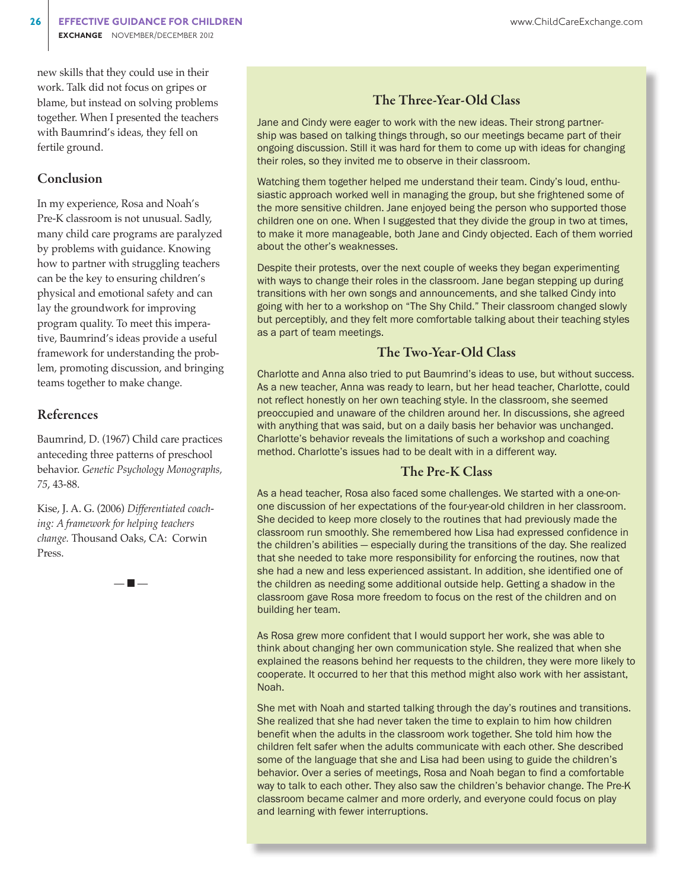new skills that they could use in their work. Talk did not focus on gripes or blame, but instead on solving problems together. When I presented the teachers with Baumrind's ideas, they fell on fertile ground.

## Conclusion

In my experience, Rosa and Noah's Pre-K classroom is not unusual. Sadly, many child care programs are paralyzed by problems with guidance. Knowing how to partner with struggling teachers can be the key to ensuring children's physical and emotional safety and can lay the groundwork for improving program quality. To meet this imperative, Baumrind's ideas provide a useful framework for understanding the problem, promoting discussion, and bringing teams together to make change.

## References

Baumrind, D. (1967) Child care practices anteceding three patterns of preschool behavior. *Genetic Psychology Monographs, 75*, 43-88.

Kise, J. A. G. (2006) *Differentiated coaching: A framework for helping teachers change.* Thousand Oaks, CA: Corwin Press.

— ■ —

### The Three-Year-Old Class

Jane and Cindy were eager to work with the new ideas. Their strong partnership was based on talking things through, so our meetings became part of their ongoing discussion. Still it was hard for them to come up with ideas for changing their roles, so they invited me to observe in their classroom.

Watching them together helped me understand their team. Cindy's loud, enthusiastic approach worked well in managing the group, but she frightened some of the more sensitive children. Jane enjoyed being the person who supported those children one on one. When I suggested that they divide the group in two at times, to make it more manageable, both Jane and Cindy objected. Each of them worried about the other's weaknesses.

Despite their protests, over the next couple of weeks they began experimenting with ways to change their roles in the classroom. Jane began stepping up during transitions with her own songs and announcements, and she talked Cindy into going with her to a workshop on "The Shy Child." Their classroom changed slowly but perceptibly, and they felt more comfortable talking about their teaching styles as a part of team meetings.

### The Two-Year-Old Class

Charlotte and Anna also tried to put Baumrind's ideas to use, but without success. As a new teacher, Anna was ready to learn, but her head teacher, Charlotte, could not reflect honestly on her own teaching style. In the classroom, she seemed preoccupied and unaware of the children around her. In discussions, she agreed with anything that was said, but on a daily basis her behavior was unchanged. Charlotte's behavior reveals the limitations of such a workshop and coaching method. Charlotte's issues had to be dealt with in a different way.

### The Pre-K Class

As a head teacher, Rosa also faced some challenges. We started with a one-on-one discussion of her expectations of the four-year-old children in her classroom. She decided to keep more closely to the routines that had previously made the classroom run smoothly. She remembered how Lisa had expressed confidence in the children's abilities — especially during the transitions of the day. She realized that she needed to take more responsibility for enforcing the routines, now that she had a new and less experienced assistant. In addition, she identified one of the children as needing some additional outside help. Getting a shadow in the classroom gave Rosa more freedom to focus on the rest of the children and on building her team.

As Rosa grew more confident that I would support her work, she was able to think about changing her own communication style. She realized that when she explained the reasons behind her requests to the children, they were more likely to cooperate. It occurred to her that this method might also work with her assistant, Noah.

She met with Noah and started talking through the day's routines and transitions. She realized that she had never taken the time to explain to him how children benefit when the adults in the classroom work together. She told him how the children felt safer when the adults communicate with each other. She described some of the language that she and Lisa had been using to guide the children's behavior. Over a series of meetings, Rosa and Noah began to find a comfortable way to talk to each other. They also saw the children's behavior change. The Pre-K classroom became calmer and more orderly, and everyone could focus on play and learning with fewer interruptions.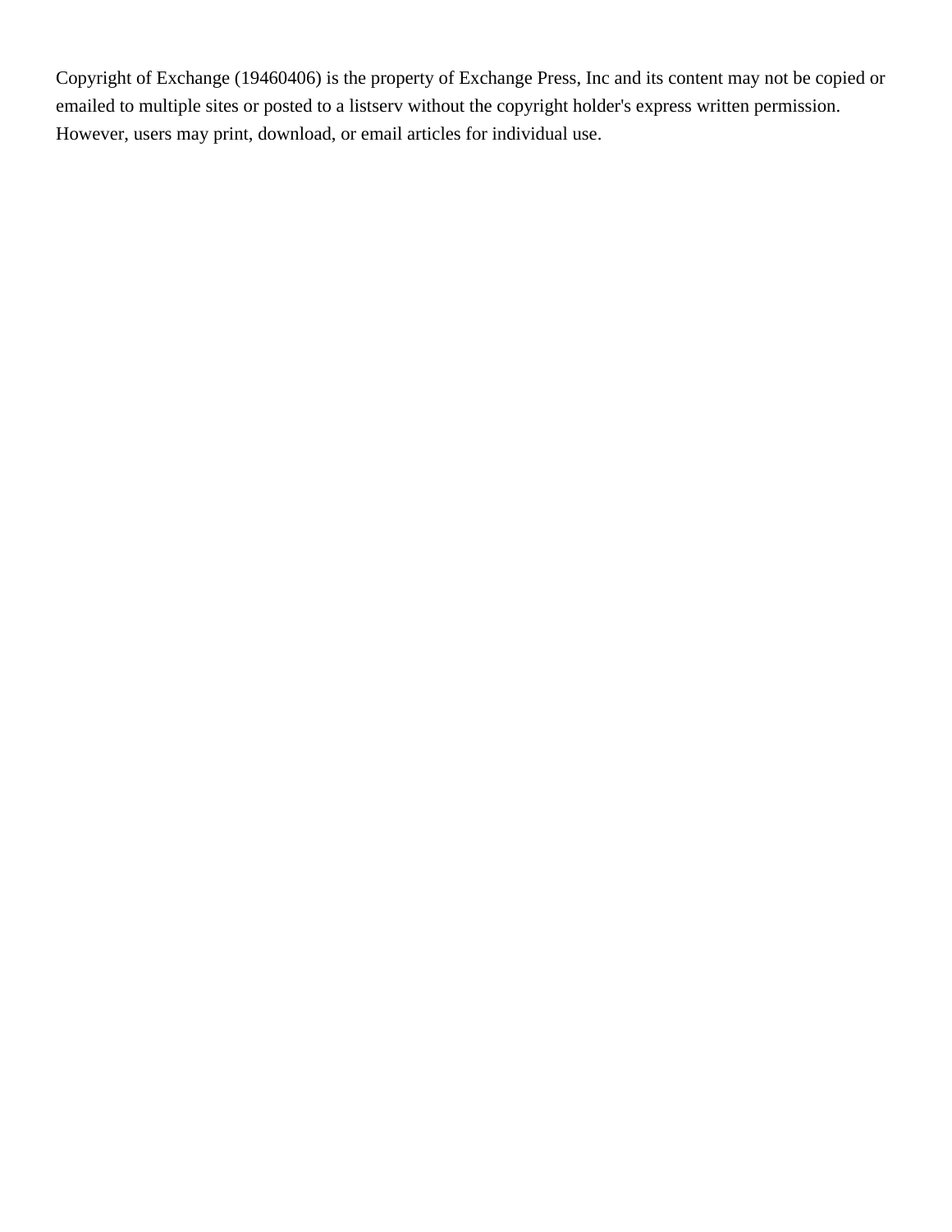Copyright of Exchange (19460406) is the property of Exchange Press, Inc and its content may not be copied or emailed to multiple sites or posted to a listserv without the copyright holder's express written permission. However, users may print, download, or email articles for individual use.